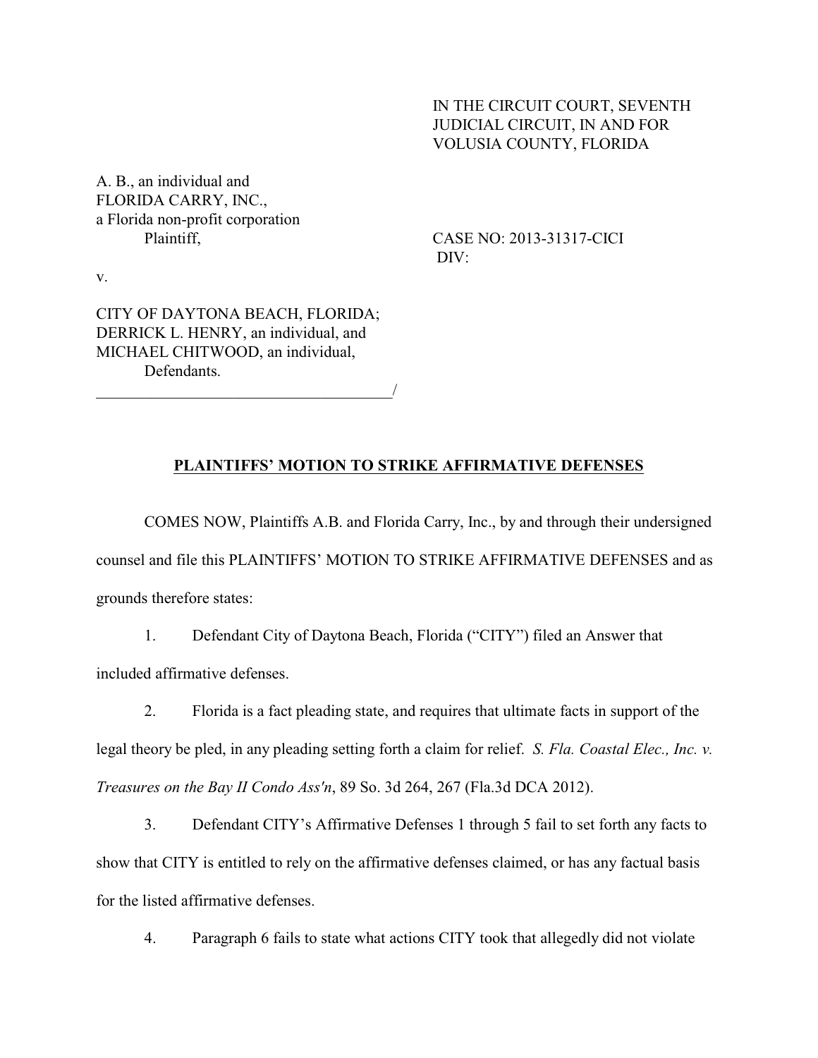IN THE CIRCUIT COURT, SEVENTH JUDICIAL CIRCUIT, IN AND FOR VOLUSIA COUNTY, FLORIDA

A. B., an individual and
FLORIDA CARRY, INC.,
a Florida non-profit corporation
Plaintiff,

CASE NO: 2013-31317-CICI
DIV:

v.

CITY OF DAYTONA BEACH, FLORIDA;
DERRICK L. HENRY, an individual, and
MICHAEL CHITWOOD, an individual,
Defendants.
_____________________________________/

## PLAINTIFFS' MOTION TO STRIKE AFFIRMATIVE DEFENSES

COMES NOW, Plaintiffs A.B. and Florida Carry, Inc., by and through their undersigned counsel and file this PLAINTIFFS' MOTION TO STRIKE AFFIRMATIVE DEFENSES and as grounds therefore states:

1. Defendant City of Daytona Beach, Florida ("CITY") filed an Answer that included affirmative defenses.

2. Florida is a fact pleading state, and requires that ultimate facts in support of the legal theory be pled, in any pleading setting forth a claim for relief. *S. Fla. Coastal Elec., Inc. v. Treasures on the Bay II Condo Ass'n*, 89 So. 3d 264, 267 (Fla.3d DCA 2012).

3. Defendant CITY's Affirmative Defenses 1 through 5 fail to set forth any facts to show that CITY is entitled to rely on the affirmative defenses claimed, or has any factual basis for the listed affirmative defenses.

4. Paragraph 6 fails to state what actions CITY took that allegedly did not violate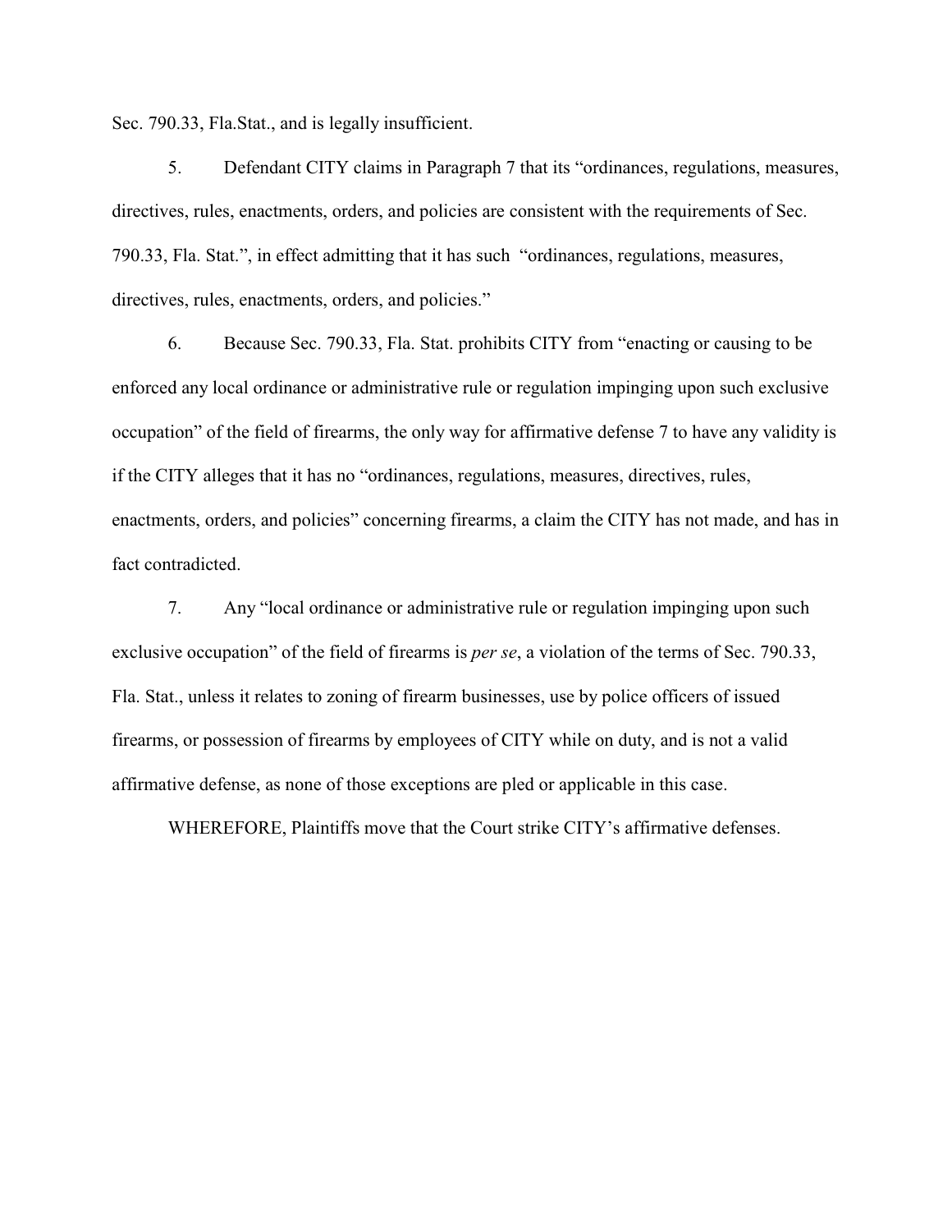Sec. 790.33, Fla.Stat., and is legally insufficient.

5. Defendant CITY claims in Paragraph 7 that its "ordinances, regulations, measures, directives, rules, enactments, orders, and policies are consistent with the requirements of Sec. 790.33, Fla. Stat.", in effect admitting that it has such "ordinances, regulations, measures, directives, rules, enactments, orders, and policies."

6. Because Sec. 790.33, Fla. Stat. prohibits CITY from "enacting or causing to be enforced any local ordinance or administrative rule or regulation impinging upon such exclusive occupation" of the field of firearms, the only way for affirmative defense 7 to have any validity is if the CITY alleges that it has no "ordinances, regulations, measures, directives, rules, enactments, orders, and policies" concerning firearms, a claim the CITY has not made, and has in fact contradicted.

7. Any "local ordinance or administrative rule or regulation impinging upon such exclusive occupation" of the field of firearms is *per se*, a violation of the terms of Sec. 790.33, Fla. Stat., unless it relates to zoning of firearm businesses, use by police officers of issued firearms, or possession of firearms by employees of CITY while on duty, and is not a valid affirmative defense, as none of those exceptions are pled or applicable in this case.

WHEREFORE, Plaintiffs move that the Court strike CITY's affirmative defenses.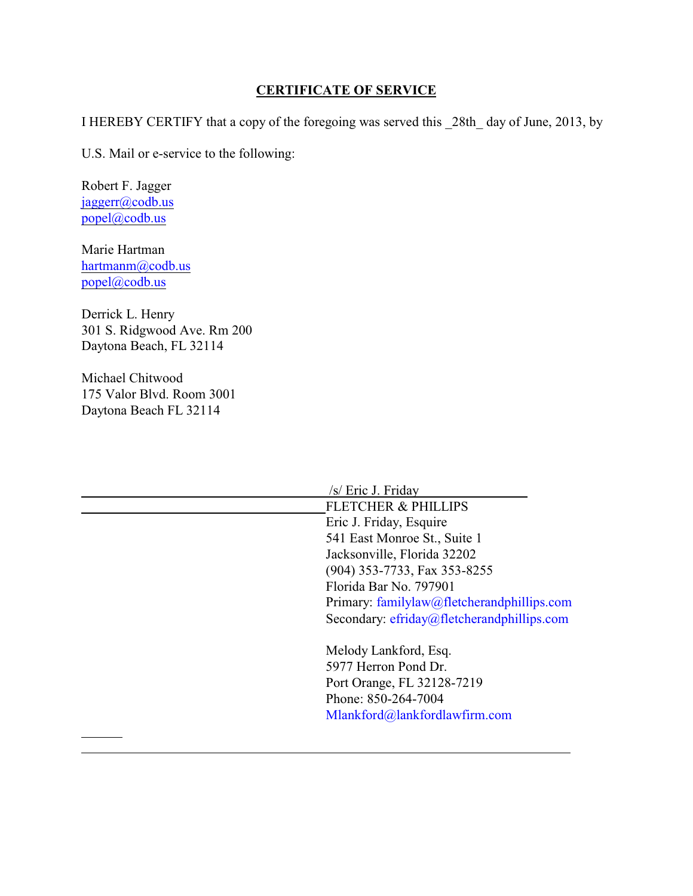## CERTIFICATE OF SERVICE

I HEREBY CERTIFY that a copy of the foregoing was served this _28th_ day of June, 2013, by U.S. Mail or e-service to the following:

Robert F. Jagger
jaggerr@codb.us
popel@codb.us

Marie Hartman
hartmanm@codb.us
popel@codb.us

Derrick L. Henry
301 S. Ridgwood Ave. Rm 200
Daytona Beach, FL 32114

Michael Chitwood
175 Valor Blvd. Room 3001
Daytona Beach FL 32114

/s/ Eric J. Friday
FLETCHER & PHILLIPS
Eric J. Friday, Esquire
541 East Monroe St., Suite 1
Jacksonville, Florida 32202
(904) 353-7733, Fax 353-8255
Florida Bar No. 797901
Primary: familylaw@fletcherandphillips.com
Secondary: efriday@fletcherandphillips.com

Melody Lankford, Esq.
5977 Herron Pond Dr.
Port Orange, FL 32128-7219
Phone: 850-264-7004
Mlankford@lankfordlawfirm.com